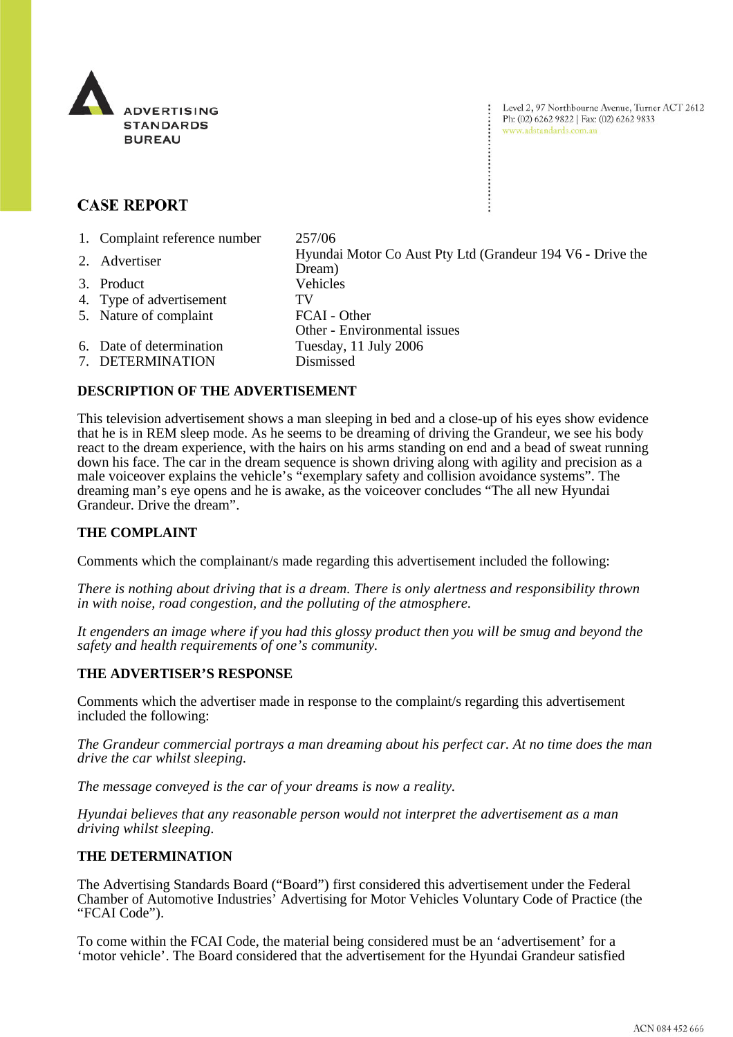ADVERTISING STANDARDS BUREAU

Level 2, 97 Northbourne Avenue, Turner ACT 2612
Ph: (02) 6262 9822 | Fax: (02) 6262 9833
www.adstandards.com.au

# CASE REPORT

| | |
|---|---|
| 1. Complaint reference number | 257/06 |
| 2. Advertiser | Hyundai Motor Co Aust Pty Ltd (Grandeur 194 V6 - Drive the Dream) |
| 3. Product | Vehicles |
| 4. Type of advertisement | TV |
| 5. Nature of complaint | FCAI - Other<br>Other - Environmental issues |
| 6. Date of determination | Tuesday, 11 July 2006 |
| 7. DETERMINATION | Dismissed |

## DESCRIPTION OF THE ADVERTISEMENT

This television advertisement shows a man sleeping in bed and a close-up of his eyes show evidence that he is in REM sleep mode. As he seems to be dreaming of driving the Grandeur, we see his body react to the dream experience, with the hairs on his arms standing on end and a bead of sweat running down his face. The car in the dream sequence is shown driving along with agility and precision as a male voiceover explains the vehicle's "exemplary safety and collision avoidance systems". The dreaming man's eye opens and he is awake, as the voiceover concludes "The all new Hyundai Grandeur. Drive the dream".

## THE COMPLAINT

Comments which the complainant/s made regarding this advertisement included the following:

*There is nothing about driving that is a dream. There is only alertness and responsibility thrown in with noise, road congestion, and the polluting of the atmosphere.*

*It engenders an image where if you had this glossy product then you will be smug and beyond the safety and health requirements of one's community.*

## THE ADVERTISER'S RESPONSE

Comments which the advertiser made in response to the complaint/s regarding this advertisement included the following:

*The Grandeur commercial portrays a man dreaming about his perfect car. At no time does the man drive the car whilst sleeping.*

*The message conveyed is the car of your dreams is now a reality.*

*Hyundai believes that any reasonable person would not interpret the advertisement as a man driving whilst sleeping.*

## THE DETERMINATION

The Advertising Standards Board ("Board") first considered this advertisement under the Federal Chamber of Automotive Industries' Advertising for Motor Vehicles Voluntary Code of Practice (the "FCAI Code").

To come within the FCAI Code, the material being considered must be an 'advertisement' for a 'motor vehicle'. The Board considered that the advertisement for the Hyundai Grandeur satisfied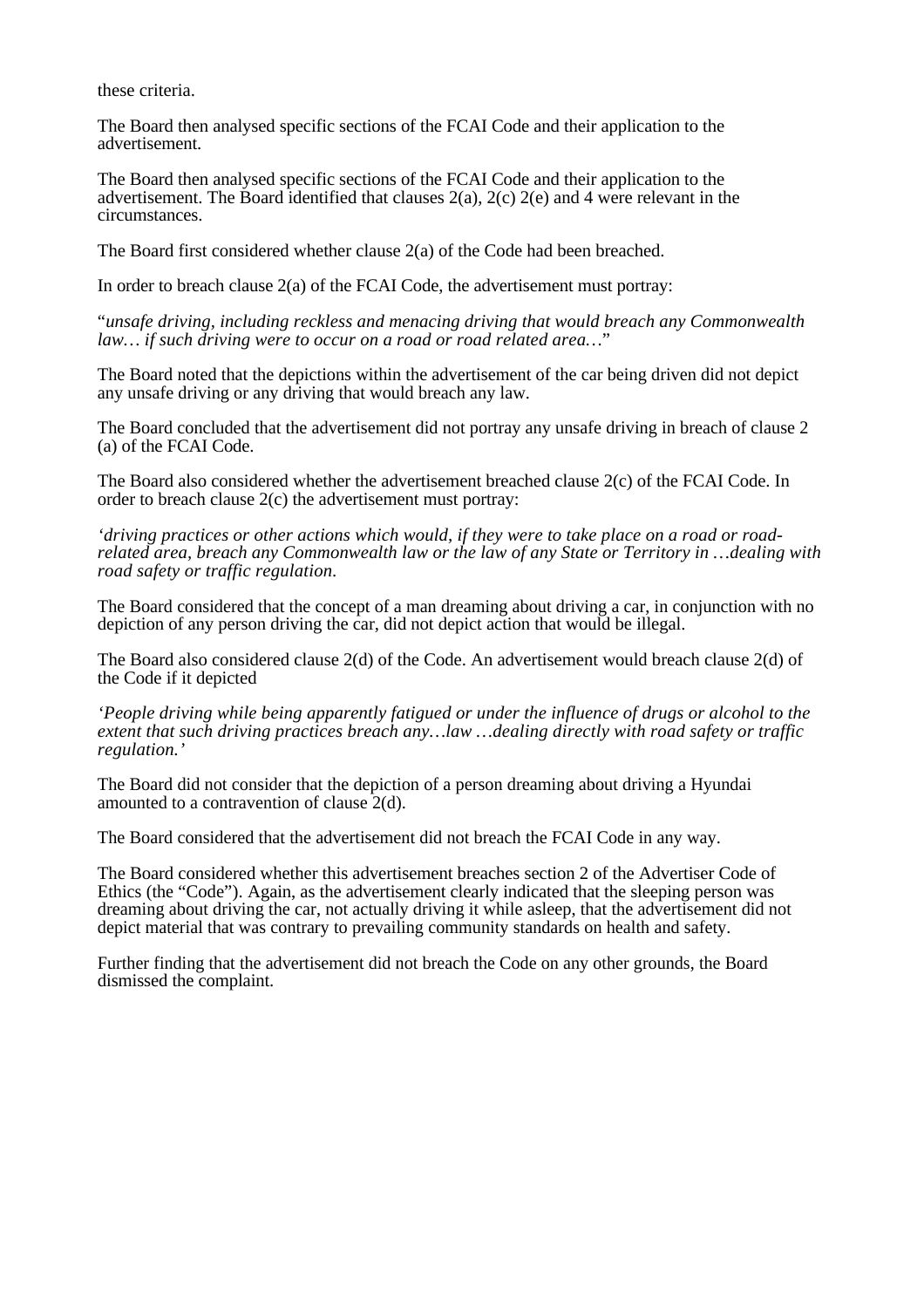these criteria.

The Board then analysed specific sections of the FCAI Code and their application to the advertisement.

The Board then analysed specific sections of the FCAI Code and their application to the advertisement. The Board identified that clauses 2(a), 2(c) 2(e) and 4 were relevant in the circumstances.

The Board first considered whether clause 2(a) of the Code had been breached.

In order to breach clause 2(a) of the FCAI Code, the advertisement must portray:

"*unsafe driving, including reckless and menacing driving that would breach any Commonwealth law… if such driving were to occur on a road or road related area…*"

The Board noted that the depictions within the advertisement of the car being driven did not depict any unsafe driving or any driving that would breach any law.

The Board concluded that the advertisement did not portray any unsafe driving in breach of clause 2 (a) of the FCAI Code.

The Board also considered whether the advertisement breached clause 2(c) of the FCAI Code. In order to breach clause 2(c) the advertisement must portray:

*'driving practices or other actions which would, if they were to take place on a road or road-related area, breach any Commonwealth law or the law of any State or Territory in …dealing with road safety or traffic regulation.*

The Board considered that the concept of a man dreaming about driving a car, in conjunction with no depiction of any person driving the car, did not depict action that would be illegal.

The Board also considered clause 2(d) of the Code. An advertisement would breach clause 2(d) of the Code if it depicted

*'People driving while being apparently fatigued or under the influence of drugs or alcohol to the extent that such driving practices breach any…law …dealing directly with road safety or traffic regulation.'*

The Board did not consider that the depiction of a person dreaming about driving a Hyundai amounted to a contravention of clause 2(d).

The Board considered that the advertisement did not breach the FCAI Code in any way.

The Board considered whether this advertisement breaches section 2 of the Advertiser Code of Ethics (the "Code"). Again, as the advertisement clearly indicated that the sleeping person was dreaming about driving the car, not actually driving it while asleep, that the advertisement did not depict material that was contrary to prevailing community standards on health and safety.

Further finding that the advertisement did not breach the Code on any other grounds, the Board dismissed the complaint.